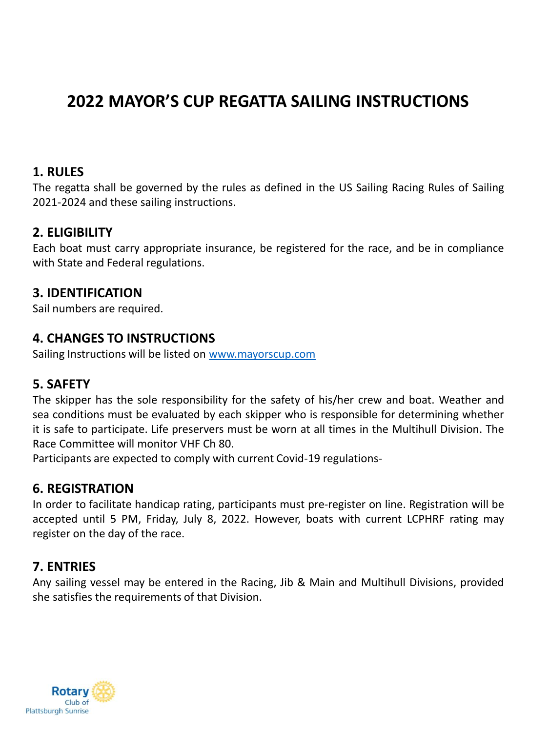# 2022 MAYOR'S CUP REGATTA SAILING INSTRUCTIONS

## 1. RULES

The regatta shall be governed by the rules as defined in the US Sailing Racing Rules of Sailing 2021-2024 and these sailing instructions.

## 2. ELIGIBILITY

Each boat must carry appropriate insurance, be registered for the race, and be in compliance with State and Federal regulations.

## 3. IDENTIFICATION

Sail numbers are required.

## 4. CHANGES TO INSTRUCTIONS

Sailing Instructions will be listed on www.mayorscup.com

## 5. SAFETY

The skipper has the sole responsibility for the safety of his/her crew and boat. Weather and sea conditions must be evaluated by each skipper who is responsible for determining whether it is safe to participate. Life preservers must be worn at all times in the Multihull Division. The Race Committee will monitor VHF Ch 80.

Participants are expected to comply with current Covid-19 regulations-

## 6. REGISTRATION

In order to facilitate handicap rating, participants must pre-register on line. Registration will be accepted until 5 PM, Friday, July 8, 2022. However, boats with current LCPHRF rating may register on the day of the race.

## 7. ENTRIES

Any sailing vessel may be entered in the Racing, Jib & Main and Multihull Divisions, provided she satisfies the requirements of that Division.

Rotary Club of Plattsburgh Sunrise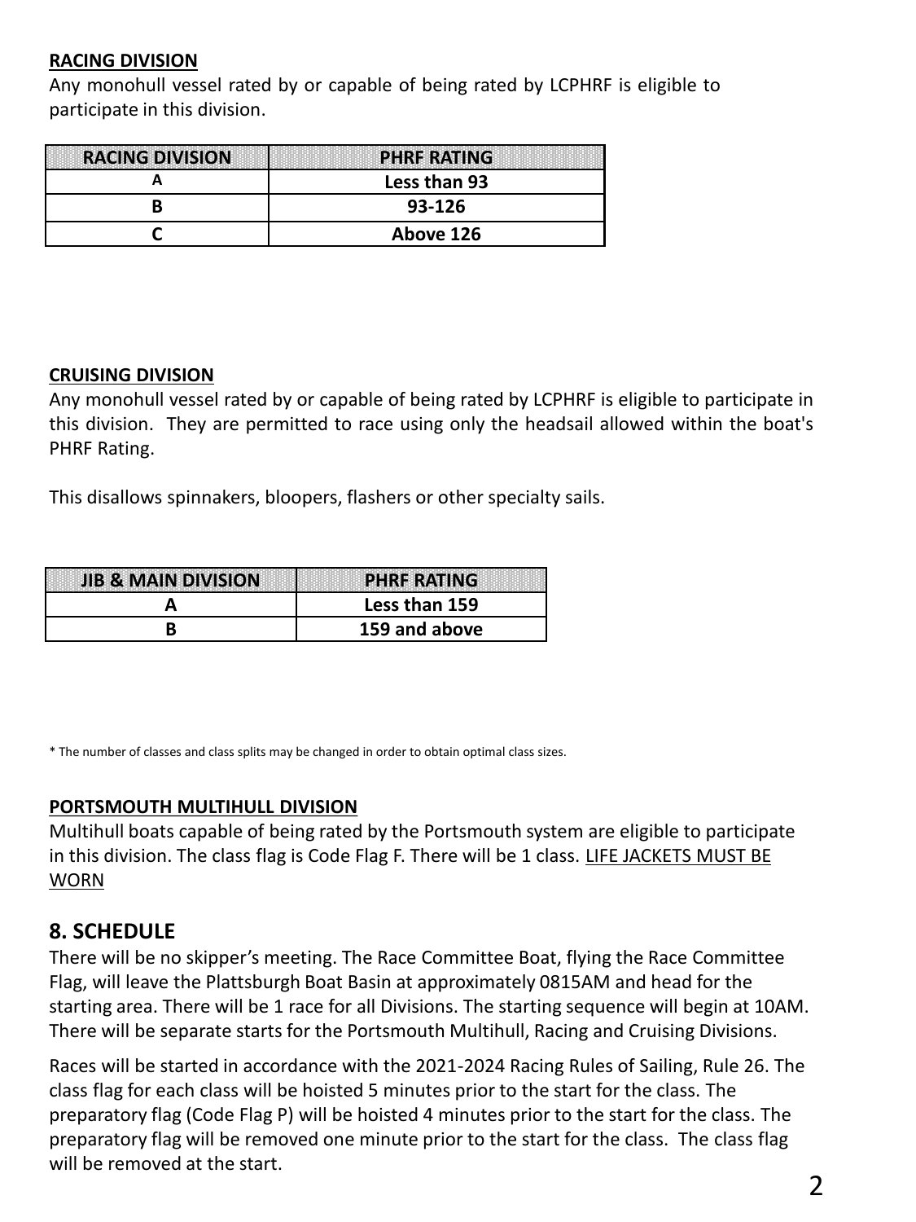**<u>RACING DIVISION</u>**

Any monohull vessel rated by or capable of being rated by LCPHRF is eligible to participate in this division.

| RACING DIVISION | PHRF RATING |
|---|---|
| A | Less than 93 |
| B | 93-126 |
| C | Above 126 |

**<u>CRUISING DIVISION</u>**

Any monohull vessel rated by or capable of being rated by LCPHRF is eligible to participate in this division. They are permitted to race using only the headsail allowed within the boat's PHRF Rating.

This disallows spinnakers, bloopers, flashers or other specialty sails.

| JIB & MAIN DIVISION | PHRF RATING |
|---|---|
| A | Less than 159 |
| B | 159 and above |

* The number of classes and class splits may be changed in order to obtain optimal class sizes.

**<u>PORTSMOUTH MULTIHULL DIVISION</u>**

Multihull boats capable of being rated by the Portsmouth system are eligible to participate in this division. The class flag is Code Flag F. There will be 1 class. <u>LIFE JACKETS MUST BE WORN</u>

## 8. SCHEDULE

There will be no skipper's meeting. The Race Committee Boat, flying the Race Committee Flag, will leave the Plattsburgh Boat Basin at approximately 0815AM and head for the starting area. There will be 1 race for all Divisions. The starting sequence will begin at 10AM. There will be separate starts for the Portsmouth Multihull, Racing and Cruising Divisions.

Races will be started in accordance with the 2021-2024 Racing Rules of Sailing, Rule 26. The class flag for each class will be hoisted 5 minutes prior to the start for the class. The preparatory flag (Code Flag P) will be hoisted 4 minutes prior to the start for the class. The preparatory flag will be removed one minute prior to the start for the class. The class flag will be removed at the start.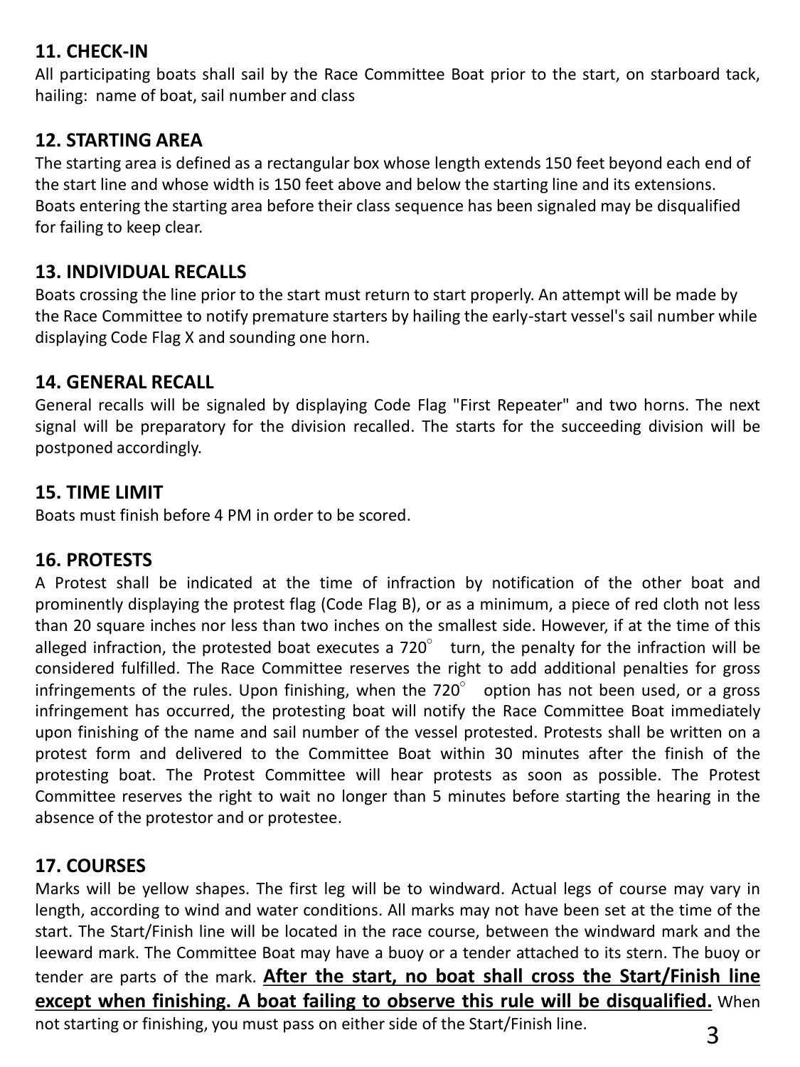## 11. CHECK-IN

All participating boats shall sail by the Race Committee Boat prior to the start, on starboard tack, hailing: name of boat, sail number and class

## 12. STARTING AREA

The starting area is defined as a rectangular box whose length extends 150 feet beyond each end of the start line and whose width is 150 feet above and below the starting line and its extensions. Boats entering the starting area before their class sequence has been signaled may be disqualified for failing to keep clear.

## 13. INDIVIDUAL RECALLS

Boats crossing the line prior to the start must return to start properly. An attempt will be made by the Race Committee to notify premature starters by hailing the early-start vessel's sail number while displaying Code Flag X and sounding one horn.

## 14. GENERAL RECALL

General recalls will be signaled by displaying Code Flag "First Repeater" and two horns. The next signal will be preparatory for the division recalled. The starts for the succeeding division will be postponed accordingly.

## 15. TIME LIMIT

Boats must finish before 4 PM in order to be scored.

## 16. PROTESTS

A Protest shall be indicated at the time of infraction by notification of the other boat and prominently displaying the protest flag (Code Flag B), or as a minimum, a piece of red cloth not less than 20 square inches nor less than two inches on the smallest side. However, if at the time of this alleged infraction, the protested boat executes a 720° turn, the penalty for the infraction will be considered fulfilled. The Race Committee reserves the right to add additional penalties for gross infringements of the rules. Upon finishing, when the 720° option has not been used, or a gross infringement has occurred, the protesting boat will notify the Race Committee Boat immediately upon finishing of the name and sail number of the vessel protested. Protests shall be written on a protest form and delivered to the Committee Boat within 30 minutes after the finish of the protesting boat. The Protest Committee will hear protests as soon as possible. The Protest Committee reserves the right to wait no longer than 5 minutes before starting the hearing in the absence of the protestor and or protestee.

## 17. COURSES

Marks will be yellow shapes. The first leg will be to windward. Actual legs of course may vary in length, according to wind and water conditions. All marks may not have been set at the time of the start. The Start/Finish line will be located in the race course, between the windward mark and the leeward mark. The Committee Boat may have a buoy or a tender attached to its stern. The buoy or tender are parts of the mark. **After the start, no boat shall cross the Start/Finish line except when finishing. A boat failing to observe this rule will be disqualified.** When not starting or finishing, you must pass on either side of the Start/Finish line.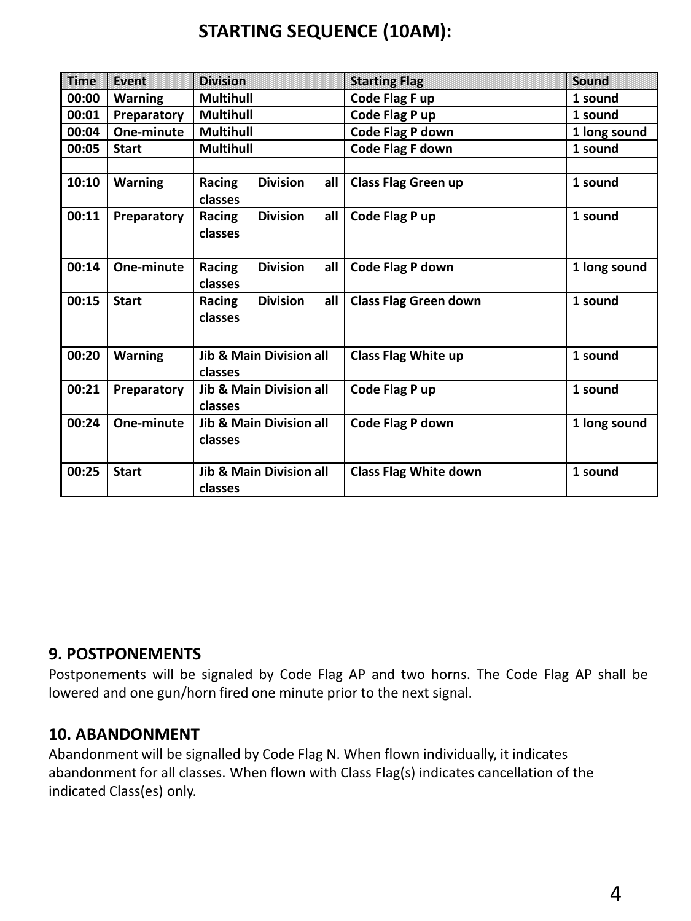## STARTING SEQUENCE (10AM):

| Time | Event | Division | Starting Flag | Sound |
|---|---|---|---|---|
| 00:00 | Warning | Multihull | Code Flag F up | 1 sound |
| 00:01 | Preparatory | Multihull | Code Flag P up | 1 sound |
| 00:04 | One-minute | Multihull | Code Flag P down | 1 long sound |
| 00:05 | Start | Multihull | Code Flag F down | 1 sound |
| | | | | |
| 10:10 | Warning | Racing Division all classes | Class Flag Green up | 1 sound |
| 00:11 | Preparatory | Racing Division all classes | Code Flag P up | 1 sound |
| 00:14 | One-minute | Racing Division all classes | Code Flag P down | 1 long sound |
| 00:15 | Start | Racing Division all classes | Class Flag Green down | 1 sound |
| 00:20 | Warning | Jib & Main Division all classes | Class Flag White up | 1 sound |
| 00:21 | Preparatory | Jib & Main Division all classes | Code Flag P up | 1 sound |
| 00:24 | One-minute | Jib & Main Division all classes | Code Flag P down | 1 long sound |
| 00:25 | Start | Jib & Main Division all classes | Class Flag White down | 1 sound |

## 9. POSTPONEMENTS

Postponements will be signaled by Code Flag AP and two horns. The Code Flag AP shall be lowered and one gun/horn fired one minute prior to the next signal.

## 10. ABANDONMENT

Abandonment will be signalled by Code Flag N. When flown individually, it indicates abandonment for all classes. When flown with Class Flag(s) indicates cancellation of the indicated Class(es) only.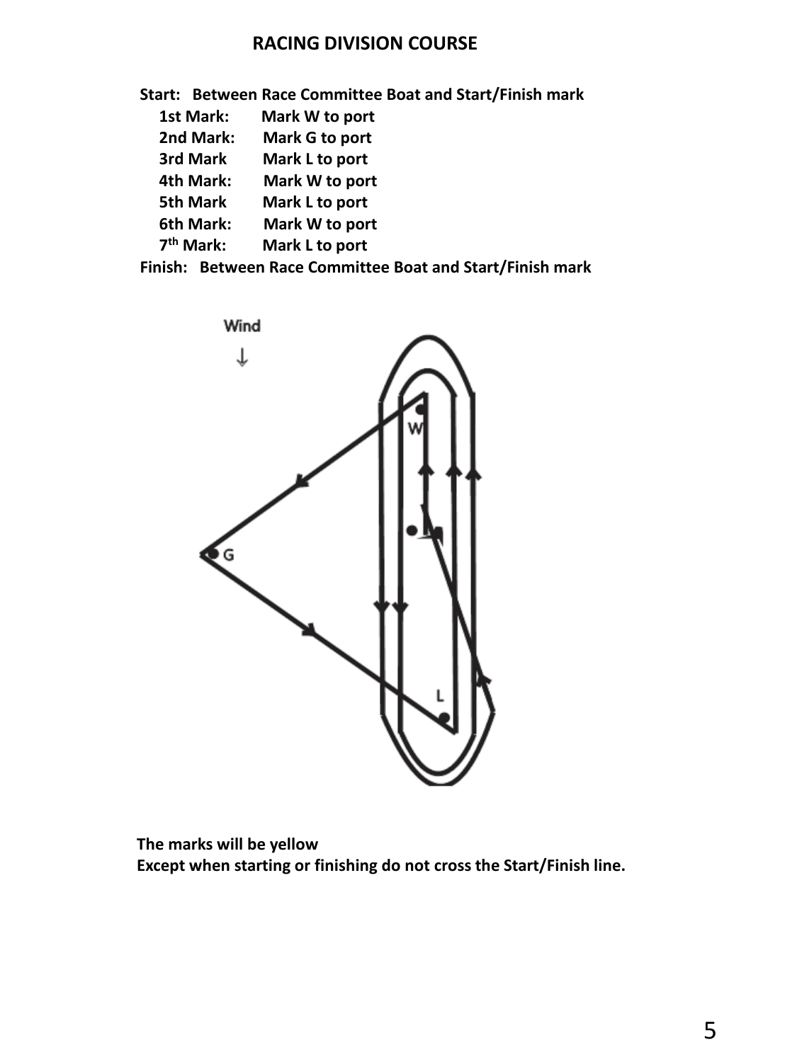# RACING DIVISION COURSE

**Start: Between Race Committee Boat and Start/Finish mark**

- **1st Mark: Mark W to port**
- **2nd Mark: Mark G to port**
- **3rd Mark Mark L to port**
- **4th Mark: Mark W to port**
- **5th Mark Mark L to port**
- **6th Mark: Mark W to port**
- **7th Mark: Mark L to port**

**Finish: Between Race Committee Boat and Start/Finish mark**

Wind

W

G

L

**The marks will be yellow**
**Except when starting or finishing do not cross the Start/Finish line.**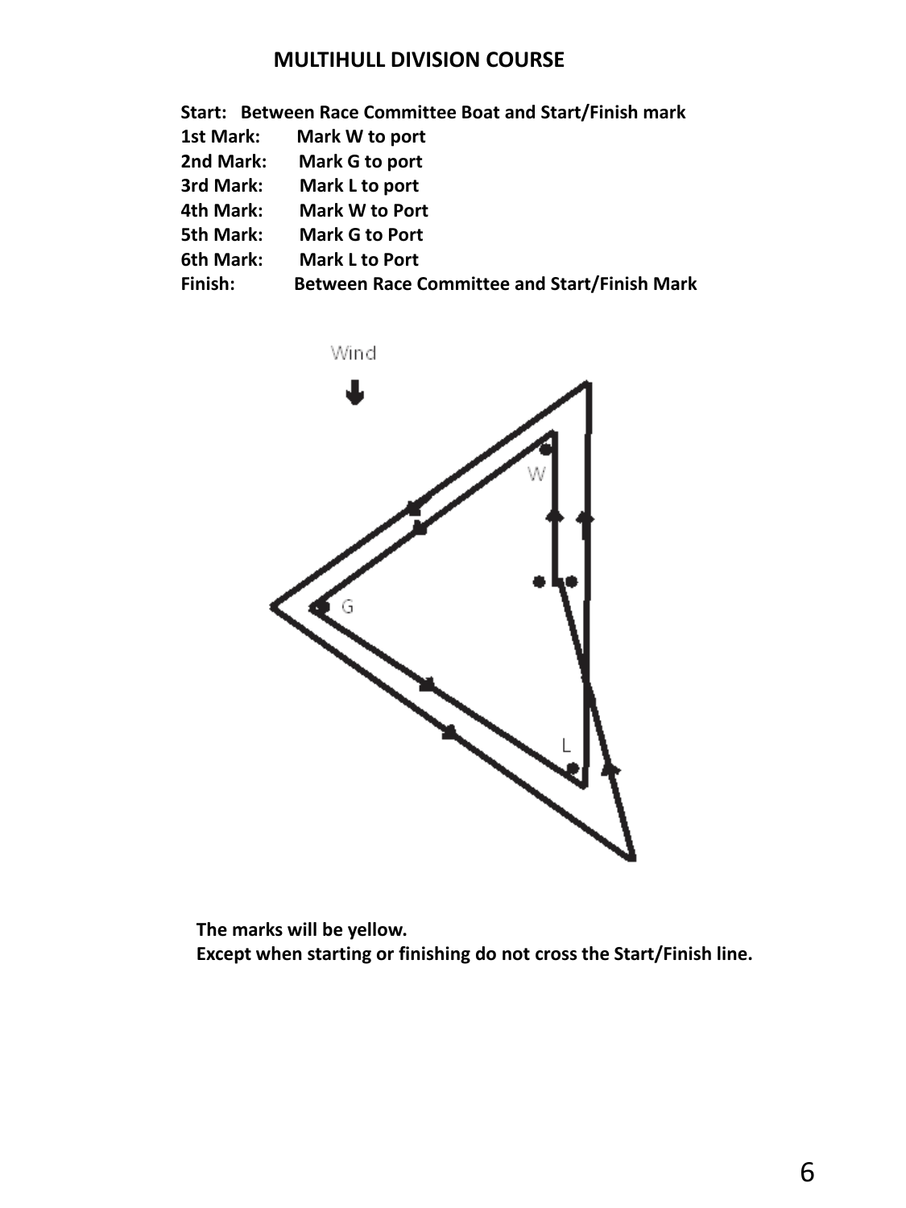# MULTIHULL DIVISION COURSE

**Start: Between Race Committee Boat and Start/Finish mark**
**1st Mark: Mark W to port**
**2nd Mark: Mark G to port**
**3rd Mark: Mark L to port**
**4th Mark: Mark W to Port**
**5th Mark: Mark G to Port**
**6th Mark: Mark L to Port**
**Finish: Between Race Committee and Start/Finish Mark**

Wind

W

G

L

**The marks will be yellow.**
**Except when starting or finishing do not cross the Start/Finish line.**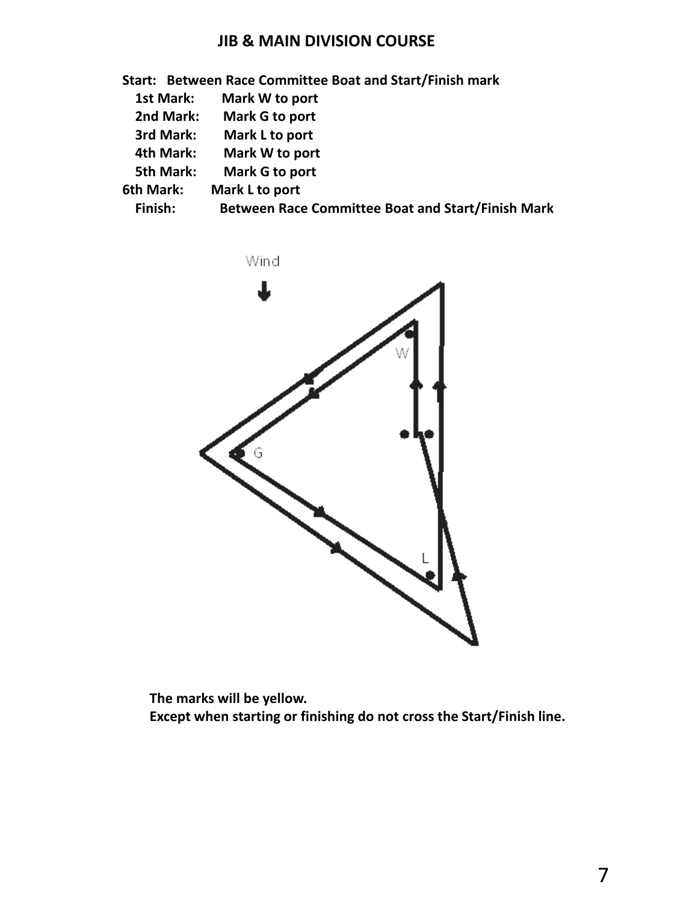## JIB & MAIN DIVISION COURSE

**Start: Between Race Committee Boat and Start/Finish mark**
**1st Mark: Mark W to port**
**2nd Mark: Mark G to port**
**3rd Mark: Mark L to port**
**4th Mark: Mark W to port**
**5th Mark: Mark G to port**
**6th Mark: Mark L to port**
**Finish: Between Race Committee Boat and Start/Finish Mark**

Wind

W

G

L

**The marks will be yellow.**
**Except when starting or finishing do not cross the Start/Finish line.**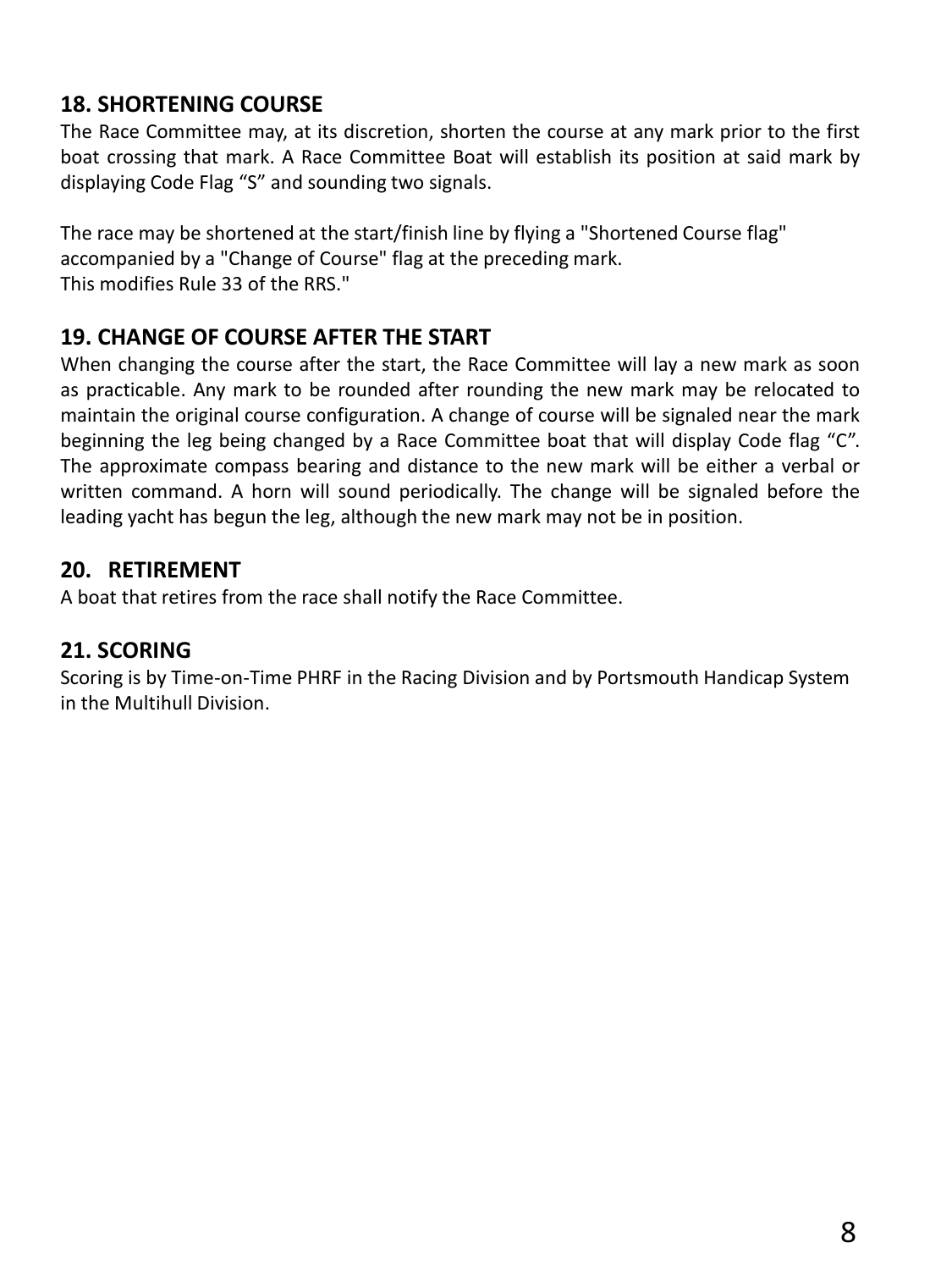## 18. SHORTENING COURSE

The Race Committee may, at its discretion, shorten the course at any mark prior to the first boat crossing that mark. A Race Committee Boat will establish its position at said mark by displaying Code Flag “S” and sounding two signals.

The race may be shortened at the start/finish line by flying a "Shortened Course flag" accompanied by a "Change of Course" flag at the preceding mark.
This modifies Rule 33 of the RRS."

## 19. CHANGE OF COURSE AFTER THE START

When changing the course after the start, the Race Committee will lay a new mark as soon as practicable. Any mark to be rounded after rounding the new mark may be relocated to maintain the original course configuration. A change of course will be signaled near the mark beginning the leg being changed by a Race Committee boat that will display Code flag “C”. The approximate compass bearing and distance to the new mark will be either a verbal or written command. A horn will sound periodically. The change will be signaled before the leading yacht has begun the leg, although the new mark may not be in position.

## 20. RETIREMENT

A boat that retires from the race shall notify the Race Committee.

## 21. SCORING

Scoring is by Time-on-Time PHRF in the Racing Division and by Portsmouth Handicap System in the Multihull Division.